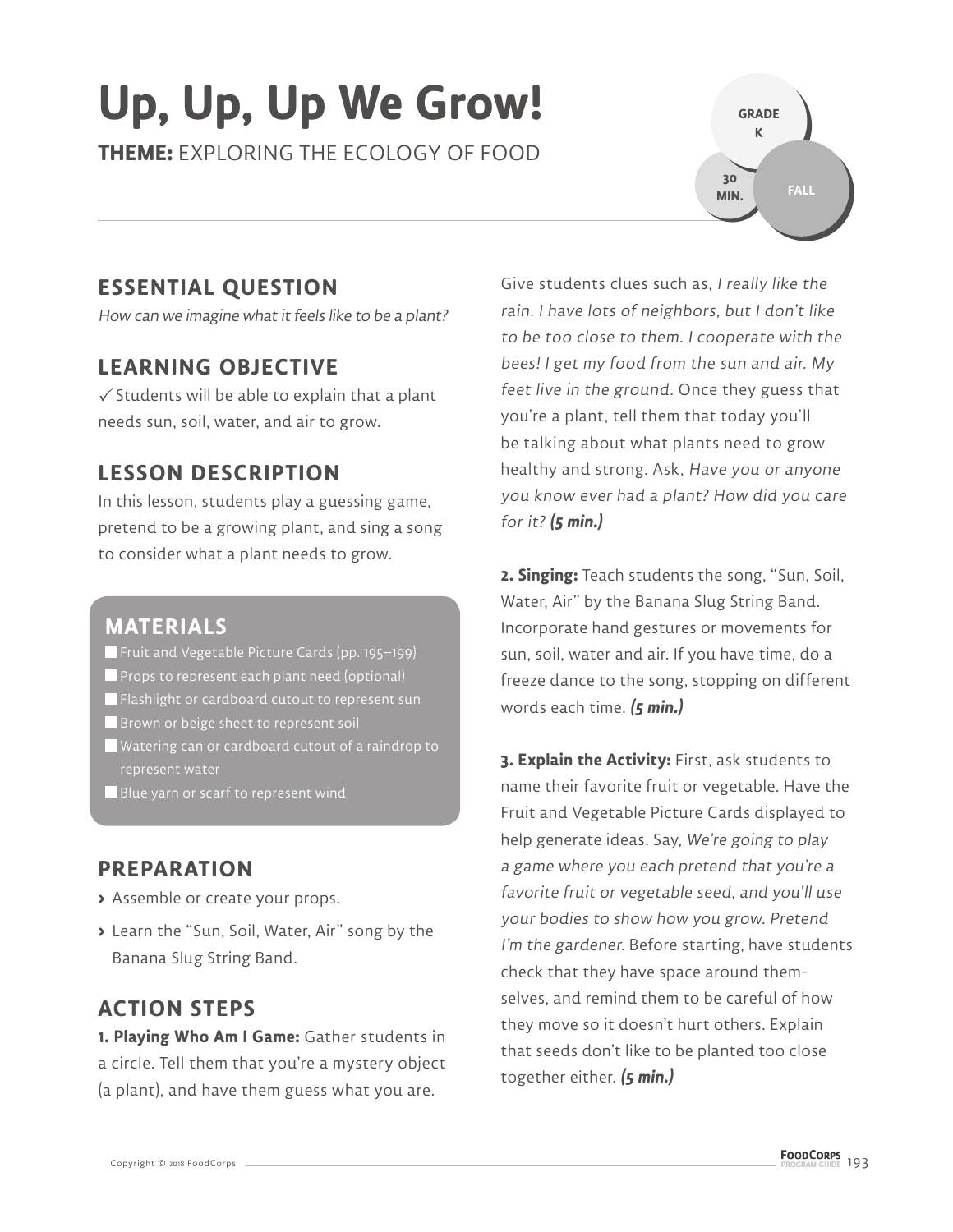# Up, Up, Up We Grow!

**THEME:** EXPLORING THE ECOLOGY OF FOOD

GRADE K | 30 MIN. | FALL

## ESSENTIAL QUESTION

*How can we imagine what it feels like to be a plant?*

## LEARNING OBJECTIVE

✓ Students will be able to explain that a plant needs sun, soil, water, and air to grow.

## LESSON DESCRIPTION

In this lesson, students play a guessing game, pretend to be a growing plant, and sing a song to consider what a plant needs to grow.

## MATERIALS

- Fruit and Vegetable Picture Cards (pp. 195–199)
- Props to represent each plant need (optional)
- Flashlight or cardboard cutout to represent sun
- Brown or beige sheet to represent soil
- Watering can or cardboard cutout of a raindrop to represent water
- Blue yarn or scarf to represent wind

## PREPARATION

- Assemble or create your props.
- Learn the "Sun, Soil, Water, Air" song by the Banana Slug String Band.

## ACTION STEPS

**1. Playing Who Am I Game:** Gather students in a circle. Tell them that you're a mystery object (a plant), and have them guess what you are. Give students clues such as, *I really like the rain. I have lots of neighbors, but I don't like to be too close to them. I cooperate with the bees! I get my food from the sun and air. My feet live in the ground.* Once they guess that you're a plant, tell them that today you'll be talking about what plants need to grow healthy and strong. Ask, *Have you or anyone you know ever had a plant? How did you care for it?* ***(5 min.)***

**2. Singing:** Teach students the song, "Sun, Soil, Water, Air" by the Banana Slug String Band. Incorporate hand gestures or movements for sun, soil, water and air. If you have time, do a freeze dance to the song, stopping on different words each time. ***(5 min.)***

**3. Explain the Activity:** First, ask students to name their favorite fruit or vegetable. Have the Fruit and Vegetable Picture Cards displayed to help generate ideas. Say, *We're going to play a game where you each pretend that you're a favorite fruit or vegetable seed, and you'll use your bodies to show how you grow. Pretend I'm the gardener.* Before starting, have students check that they have space around themselves, and remind them to be careful of how they move so it doesn't hurt others. Explain that seeds don't like to be planted too close together either. ***(5 min.)***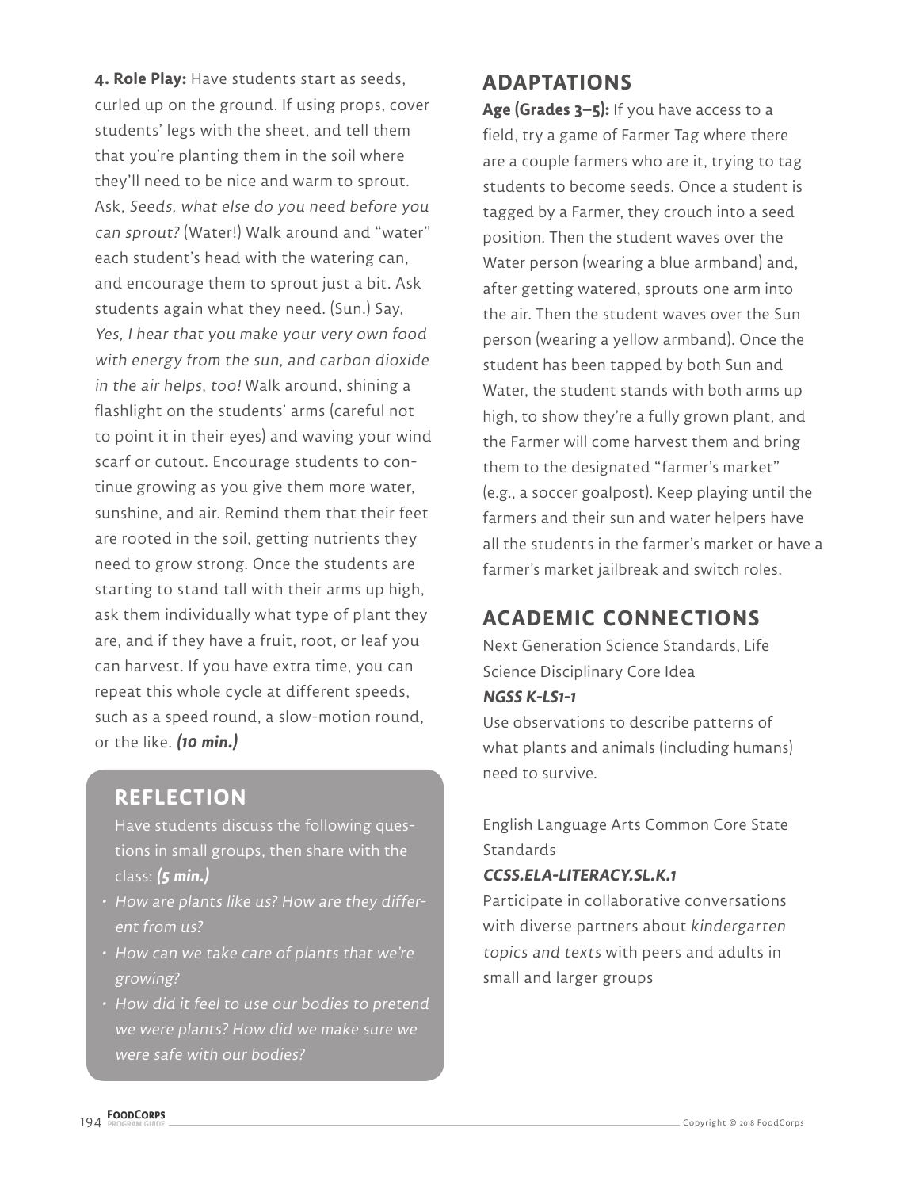**4. Role Play:** Have students start as seeds, curled up on the ground. If using props, cover students' legs with the sheet, and tell them that you're planting them in the soil where they'll need to be nice and warm to sprout. Ask, *Seeds, what else do you need before you can sprout?* (Water!) Walk around and "water" each student's head with the watering can, and encourage them to sprout just a bit. Ask students again what they need. (Sun.) Say, *Yes, I hear that you make your very own food with energy from the sun, and carbon dioxide in the air helps, too!* Walk around, shining a flashlight on the students' arms (careful not to point it in their eyes) and waving your wind scarf or cutout. Encourage students to continue growing as you give them more water, sunshine, and air. Remind them that their feet are rooted in the soil, getting nutrients they need to grow strong. Once the students are starting to stand tall with their arms up high, ask them individually what type of plant they are, and if they have a fruit, root, or leaf you can harvest. If you have extra time, you can repeat this whole cycle at different speeds, such as a speed round, a slow-motion round, or the like. ***(10 min.)***

## REFLECTION

Have students discuss the following questions in small groups, then share with the class: ***(5 min.)***

- *How are plants like us? How are they different from us?*
- *How can we take care of plants that we're growing?*
- *How did it feel to use our bodies to pretend we were plants? How did we make sure we were safe with our bodies?*

## ADAPTATIONS

**Age (Grades 3–5):** If you have access to a field, try a game of Farmer Tag where there are a couple farmers who are it, trying to tag students to become seeds. Once a student is tagged by a Farmer, they crouch into a seed position. Then the student waves over the Water person (wearing a blue armband) and, after getting watered, sprouts one arm into the air. Then the student waves over the Sun person (wearing a yellow armband). Once the student has been tapped by both Sun and Water, the student stands with both arms up high, to show they're a fully grown plant, and the Farmer will come harvest them and bring them to the designated "farmer's market" (e.g., a soccer goalpost). Keep playing until the farmers and their sun and water helpers have all the students in the farmer's market or have a farmer's market jailbreak and switch roles.

## ACADEMIC CONNECTIONS

Next Generation Science Standards, Life Science Disciplinary Core Idea

***NGSS K-LS1-1***

Use observations to describe patterns of what plants and animals (including humans) need to survive.

English Language Arts Common Core State Standards

***CCSS.ELA-LITERACY.SL.K.1***

Participate in collaborative conversations with diverse partners about *kindergarten topics and texts* with peers and adults in small and larger groups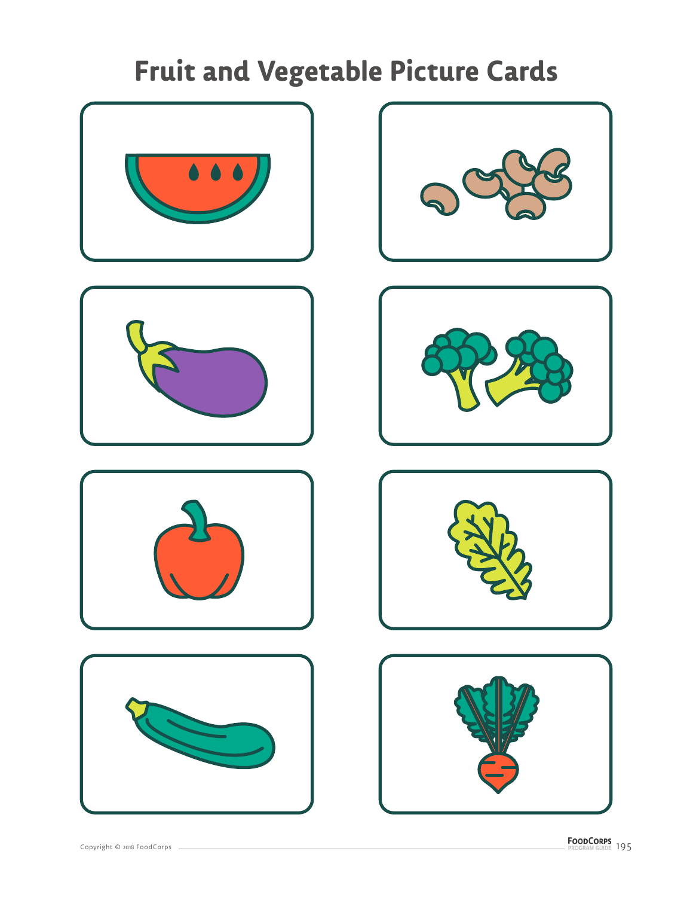# Fruit and Vegetable Picture Cards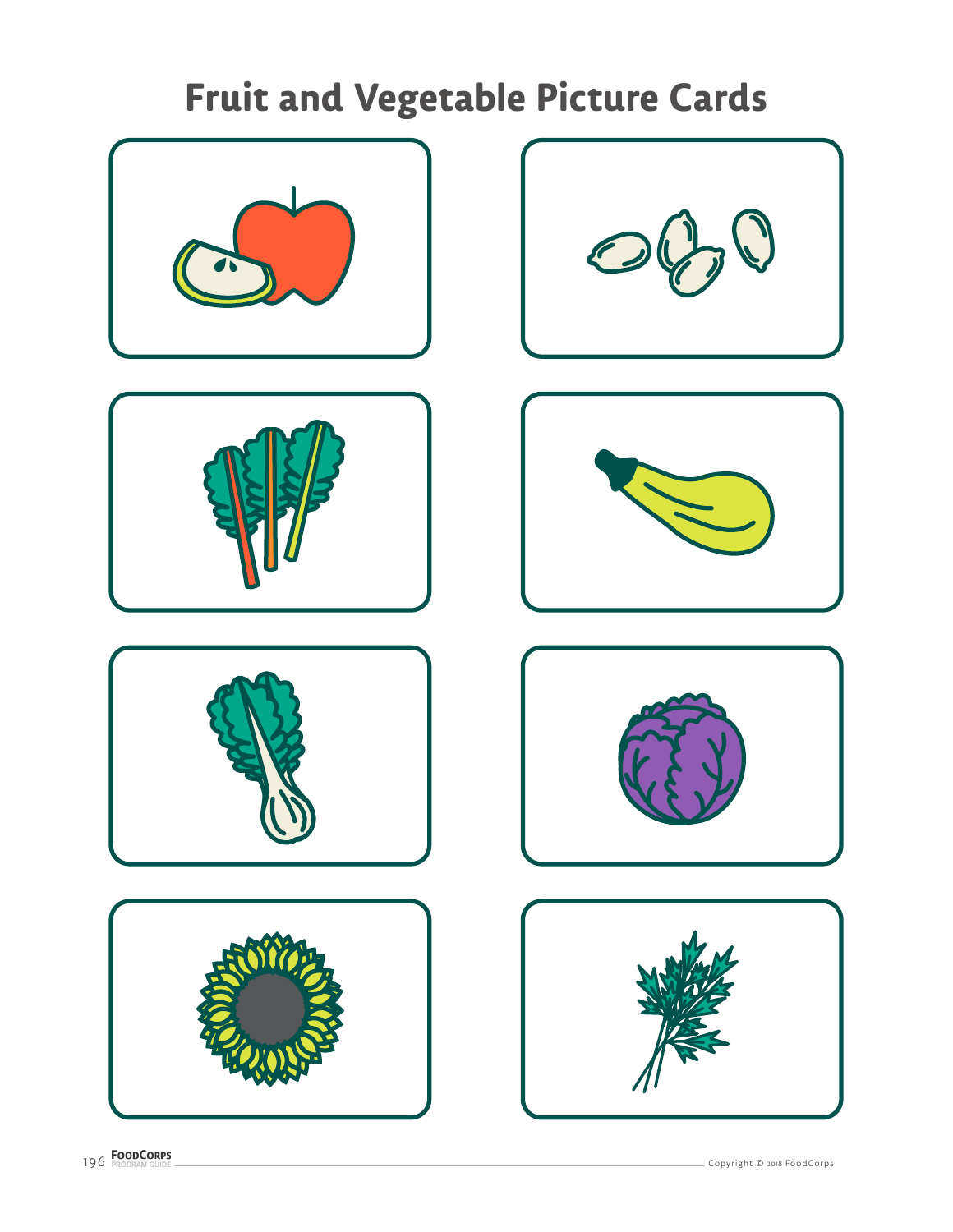# Fruit and Vegetable Picture Cards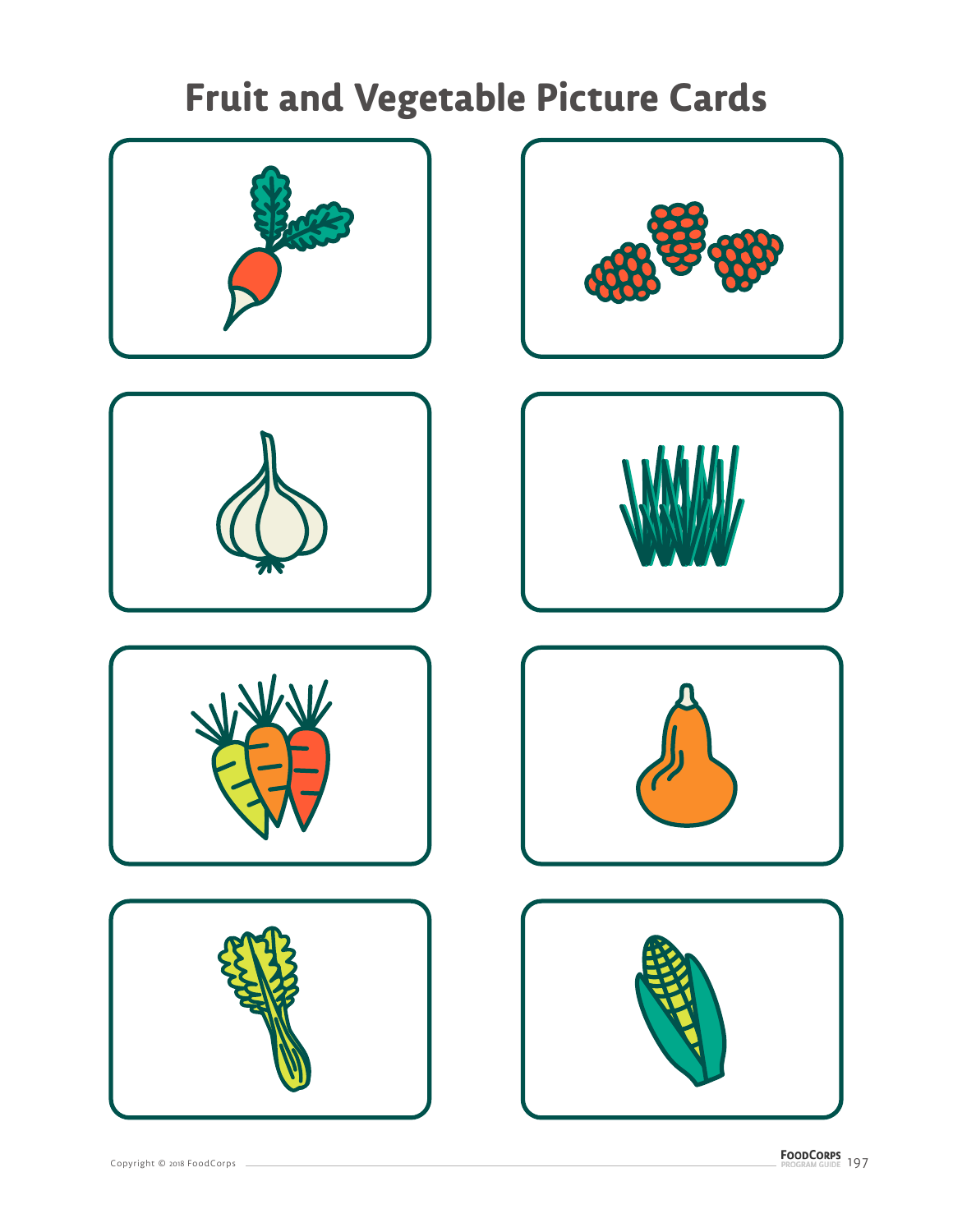# Fruit and Vegetable Picture Cards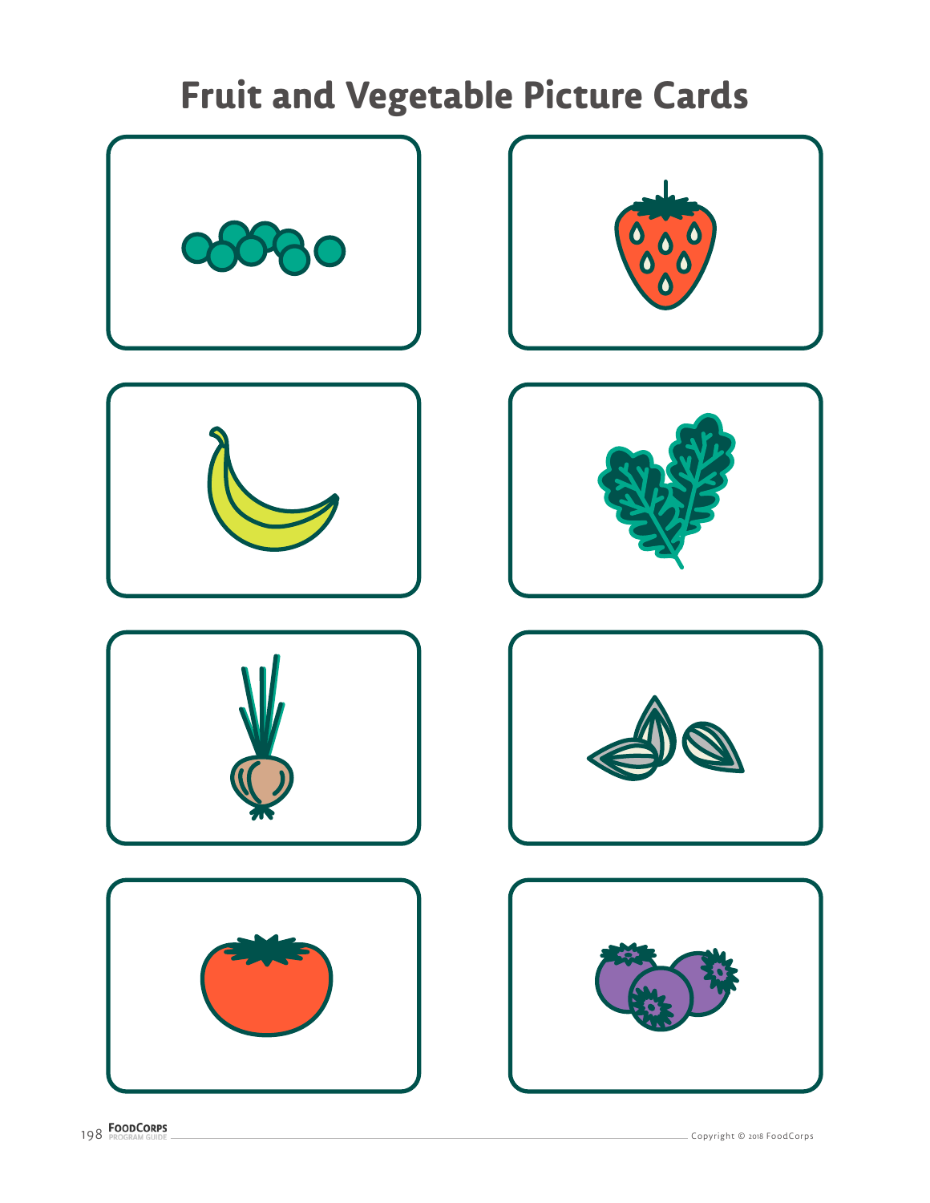# Fruit and Vegetable Picture Cards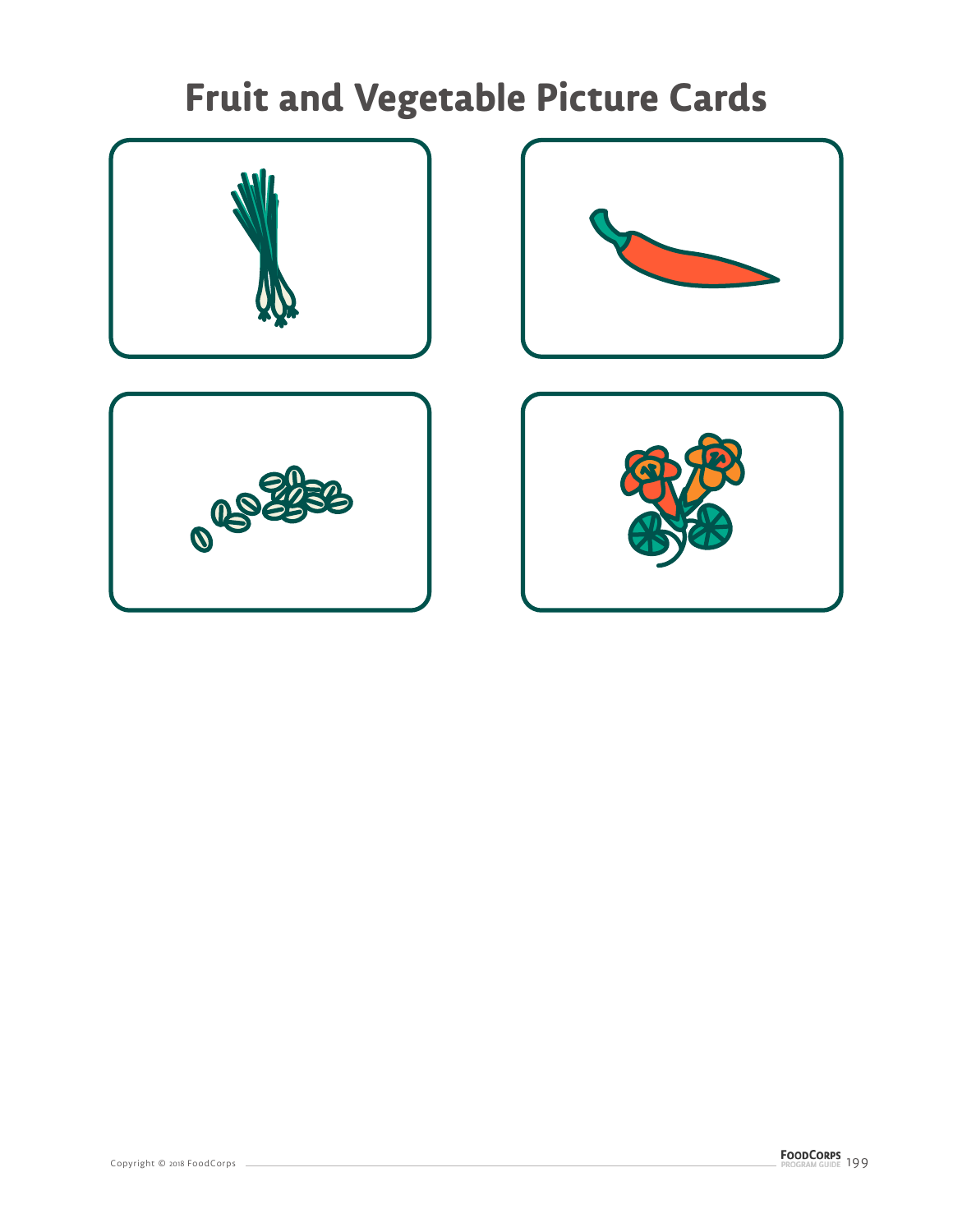# Fruit and Vegetable Picture Cards